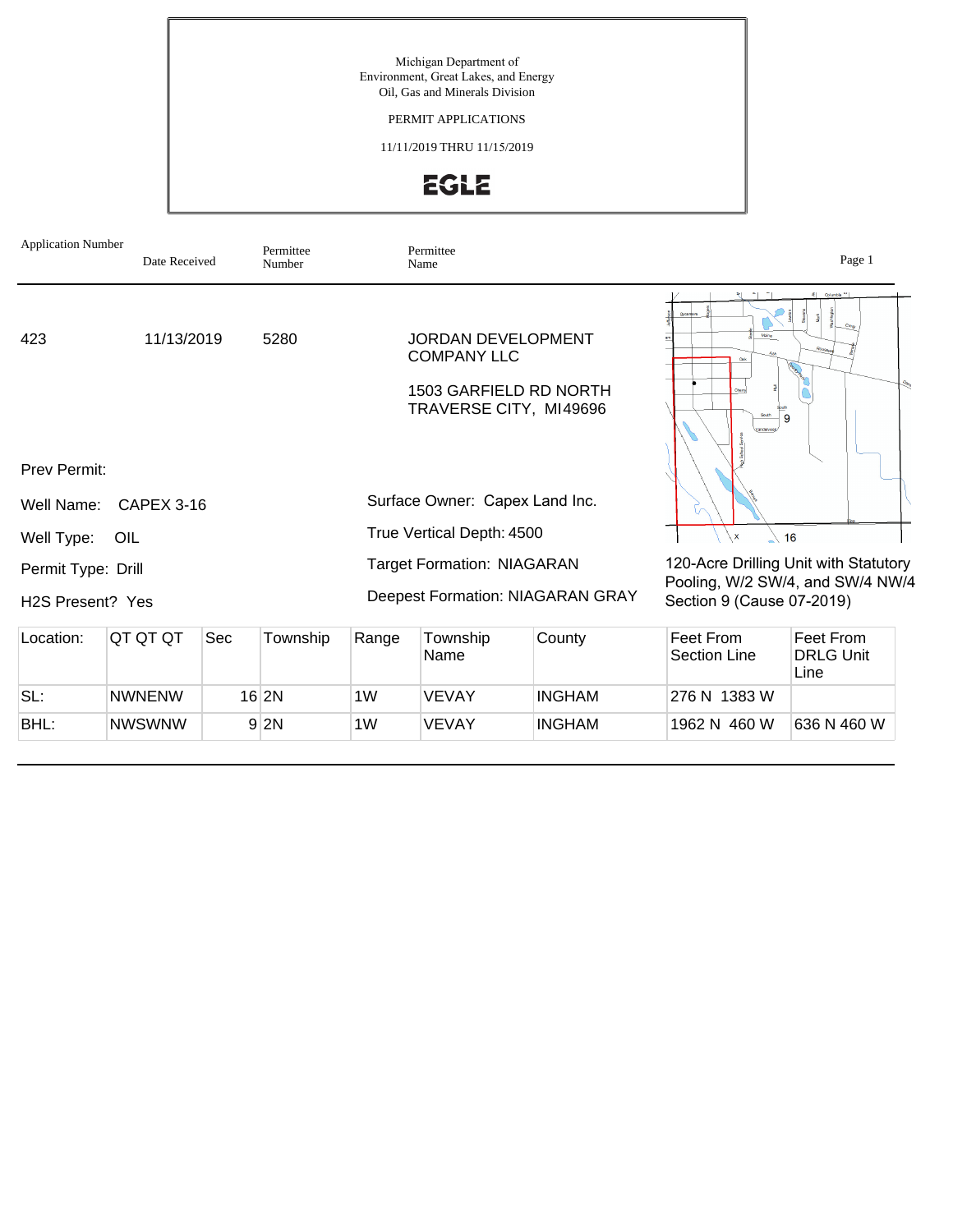Michigan Department of
Environment, Great Lakes, and Energy
Oil, Gas and Minerals Division

PERMIT APPLICATIONS

11/11/2019 THRU 11/15/2019

EGLE

| Application Number | Date Received | Permittee Number | Permittee Name |
|---|---|---|---|
| 423 | 11/13/2019 | 5280 | JORDAN DEVELOPMENT COMPANY LLC<br>1503 GARFIELD RD NORTH<br>TRAVERSE CITY, MI49696 |

Prev Permit:

Well Name: CAPEX 3-16

Well Type: OIL

Permit Type: Drill

H2S Present? Yes

Surface Owner: Capex Land Inc.

True Vertical Depth: 4500

Target Formation: NIAGARAN

Deepest Formation: NIAGARAN GRAY

120-Acre Drilling Unit with Statutory Pooling, W/2 SW/4, and SW/4 NW/4 Section 9 (Cause 07-2019)

| Location: | QT QT QT | Sec | Township | Range | Township Name | County | Feet From Section Line | Feet From DRLG Unit Line |
|---|---|---|---|---|---|---|---|---|
| SL: | NWNENW | 16 | 2N | 1W | VEVAY | INGHAM | 276 N 1383 W | |
| BHL: | NWSWNW | 9 | 2N | 1W | VEVAY | INGHAM | 1962 N 460 W | 636 N 460 W |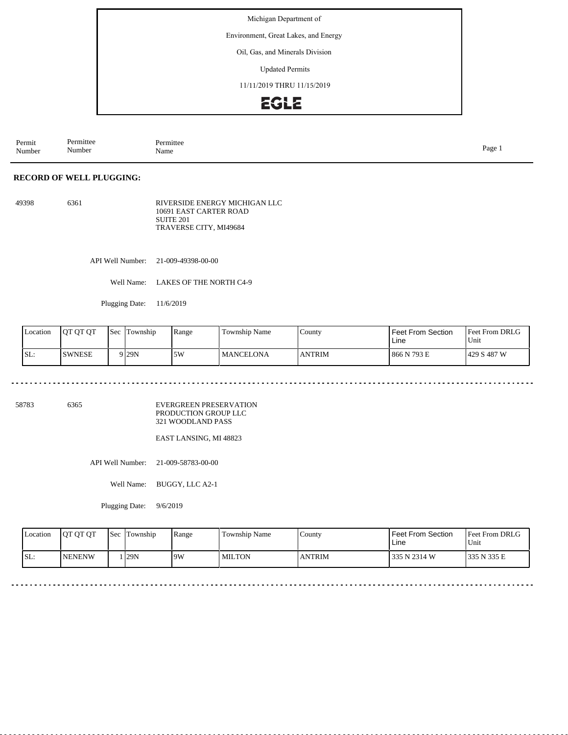Michigan Department of

Environment, Great Lakes, and Energy

Oil, Gas, and Minerals Division

Updated Permits

11/11/2019 THRU 11/15/2019

EGLE

| Permit Number | Permittee Number | Permittee Name |
|---|---|---|

**RECORD OF WELL PLUGGING:**

49398 6361 RIVERSIDE ENERGY MICHIGAN LLC
10691 EAST CARTER ROAD
SUITE 201
TRAVERSE CITY, MI49684

API Well Number: 21-009-49398-00-00

Well Name: LAKES OF THE NORTH C4-9

Plugging Date: 11/6/2019

| Location | QT QT QT | Sec | Township | Range | Township Name | County | Feet From Section Line | Feet From DRLG Unit |
|---|---|---|---|---|---|---|---|---|
| SL: | SWNESE | 9 | 29N | 5W | MANCELONA | ANTRIM | 866 N 793 E | 429 S 487 W |

---

58783 6365 EVERGREEN PRESERVATION PRODUCTION GROUP LLC
321 WOODLAND PASS

EAST LANSING, MI 48823

API Well Number: 21-009-58783-00-00

Well Name: BUGGY, LLC A2-1

Plugging Date: 9/6/2019

| Location | QT QT QT | Sec | Township | Range | Township Name | County | Feet From Section Line | Feet From DRLG Unit |
|---|---|---|---|---|---|---|---|---|
| SL: | NENENW | 1 | 29N | 9W | MILTON | ANTRIM | 335 N 2314 W | 335 N 335 E |

---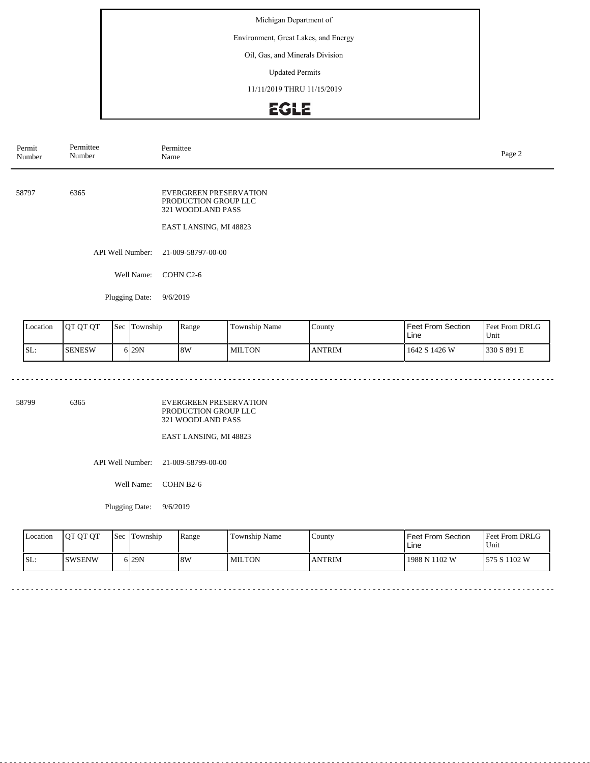Michigan Department of

Environment, Great Lakes, and Energy

Oil, Gas, and Minerals Division

Updated Permits

11/11/2019 THRU 11/15/2019

EGLE

| Permit Number | Permittee Number | Permittee Name |
|---|---|---|

---

**58797** **6365**

EVERGREEN PRESERVATION PRODUCTION GROUP LLC
321 WOODLAND PASS

EAST LANSING, MI 48823

API Well Number: 21-009-58797-00-00

Well Name: COHN C2-6

Plugging Date: 9/6/2019

| Location | QT QT QT | Sec | Township | Range | Township Name | County | Feet From Section Line | Feet From DRLG Unit |
|---|---|---|---|---|---|---|---|---|
| SL: | SENESW | 6 | 29N | 8W | MILTON | ANTRIM | 1642 S 1426 W | 330 S 891 E |

---

**58799** **6365**

EVERGREEN PRESERVATION PRODUCTION GROUP LLC
321 WOODLAND PASS

EAST LANSING, MI 48823

API Well Number: 21-009-58799-00-00

Well Name: COHN B2-6

Plugging Date: 9/6/2019

| Location | QT QT QT | Sec | Township | Range | Township Name | County | Feet From Section Line | Feet From DRLG Unit |
|---|---|---|---|---|---|---|---|---|
| SL: | SWSENW | 6 | 29N | 8W | MILTON | ANTRIM | 1988 N 1102 W | 575 S 1102 W |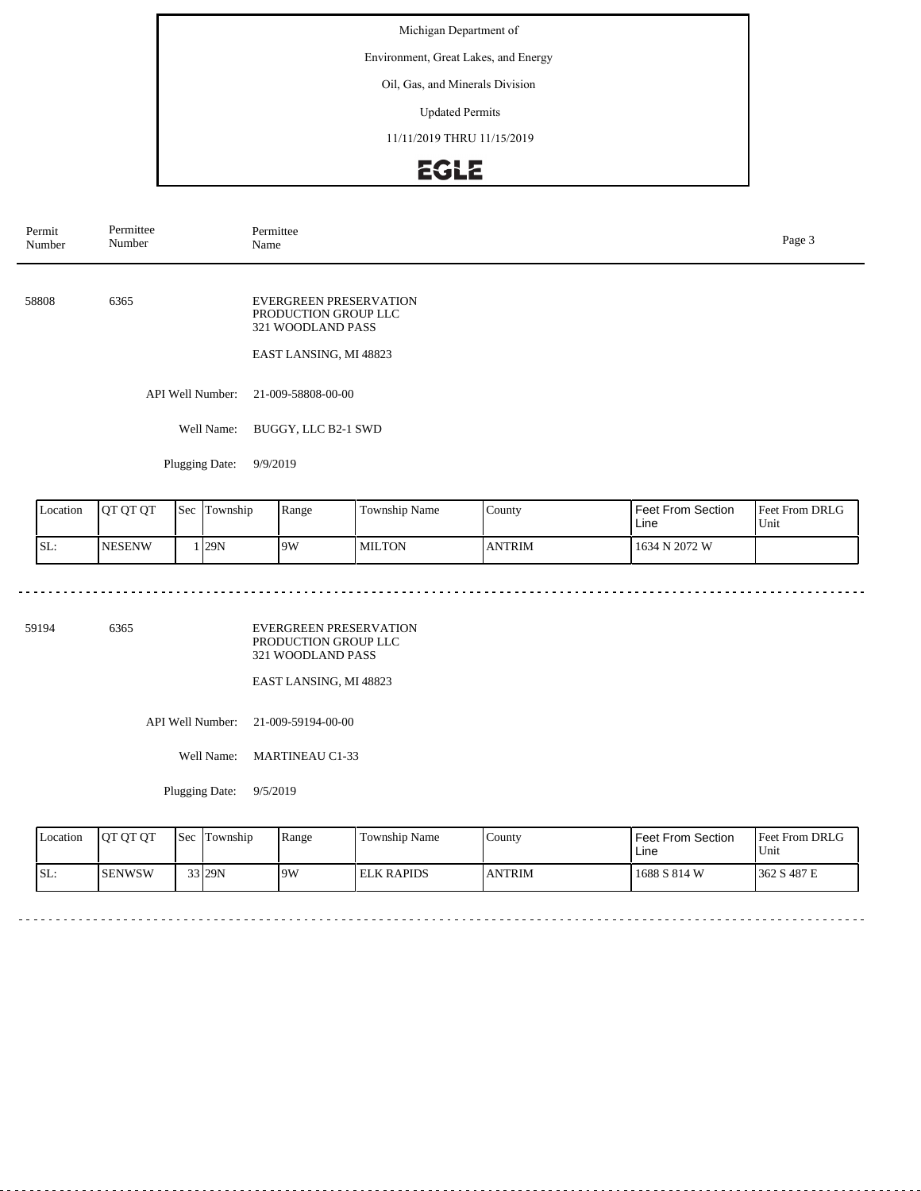Michigan Department of

Environment, Great Lakes, and Energy

Oil, Gas, and Minerals Division

Updated Permits

11/11/2019 THRU 11/15/2019

EGLE

| Permit Number | Permittee Number | Permittee Name |
|---|---|---|

---

**58808** | **6365** | EVERGREEN PRESERVATION PRODUCTION GROUP LLC
321 WOODLAND PASS

EAST LANSING, MI 48823

API Well Number: 21-009-58808-00-00

Well Name: BUGGY, LLC B2-1 SWD

Plugging Date: 9/9/2019

| Location | QT QT QT | Sec | Township | Range | Township Name | County | Feet From Section Line | Feet From DRLG Unit |
|---|---|---|---|---|---|---|---|---|
| SL: | NESENW | 1 | 29N | 9W | MILTON | ANTRIM | 1634 N 2072 W | |

---

**59194** | **6365** | EVERGREEN PRESERVATION PRODUCTION GROUP LLC
321 WOODLAND PASS

EAST LANSING, MI 48823

API Well Number: 21-009-59194-00-00

Well Name: MARTINEAU C1-33

Plugging Date: 9/5/2019

| Location | QT QT QT | Sec | Township | Range | Township Name | County | Feet From Section Line | Feet From DRLG Unit |
|---|---|---|---|---|---|---|---|---|
| SL: | SENWSW | 33 | 29N | 9W | ELK RAPIDS | ANTRIM | 1688 S 814 W | 362 S 487 E |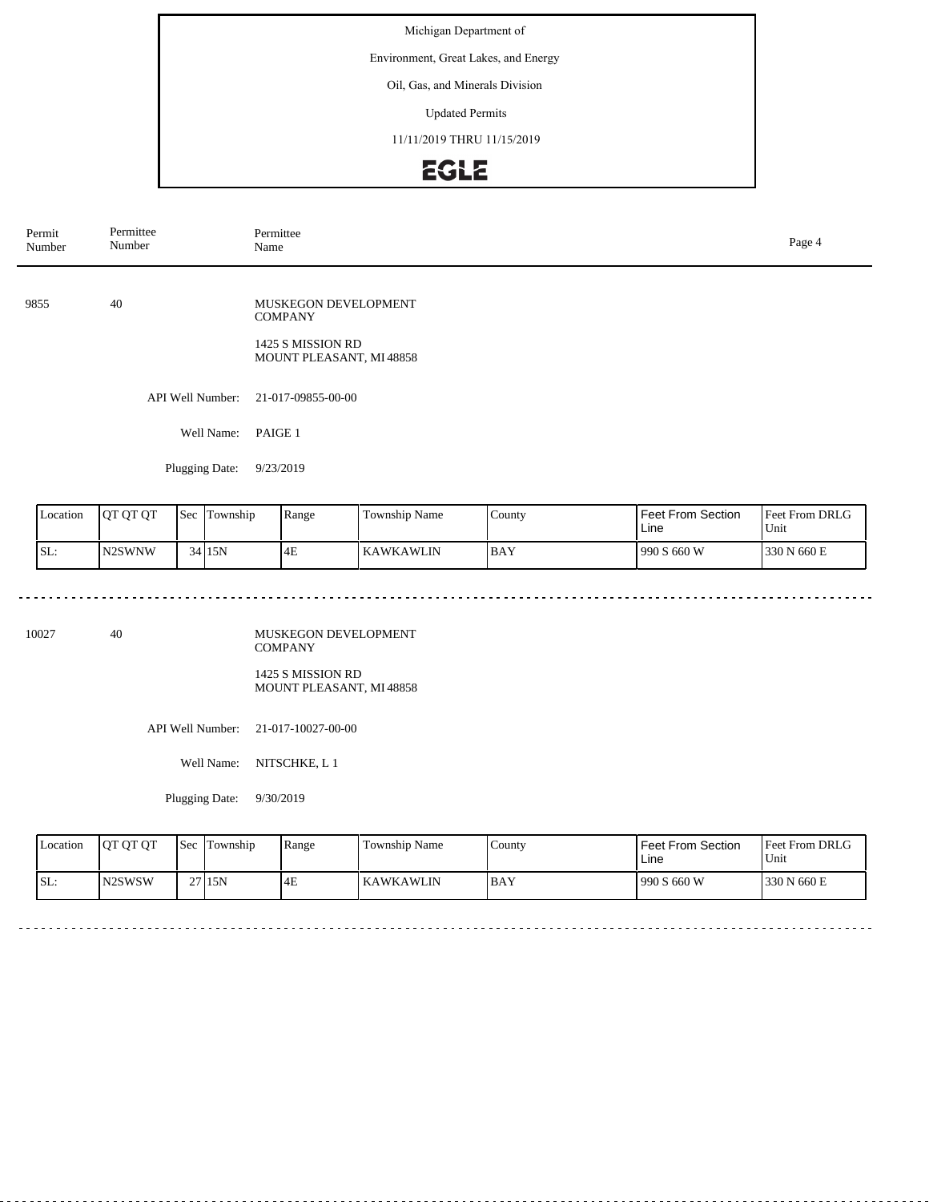Michigan Department of

Environment, Great Lakes, and Energy

Oil, Gas, and Minerals Division

Updated Permits

11/11/2019 THRU 11/15/2019

EGLE

| Permit Number | Permittee Number | Permittee Name |
|---|---|---|

9855 40 MUSKEGON DEVELOPMENT COMPANY

1425 S MISSION RD
MOUNT PLEASANT, MI 48858

API Well Number: 21-017-09855-00-00

Well Name: PAIGE 1

Plugging Date: 9/23/2019

| Location | QT QT QT | Sec | Township | Range | Township Name | County | Feet From Section Line | Feet From DRLG Unit |
|---|---|---|---|---|---|---|---|---|
| SL: | N2SWNW | 34 | 15N | 4E | KAWKAWLIN | BAY | 990 S 660 W | 330 N 660 E |

10027 40 MUSKEGON DEVELOPMENT COMPANY

1425 S MISSION RD
MOUNT PLEASANT, MI 48858

API Well Number: 21-017-10027-00-00

Well Name: NITSCHKE, L 1

Plugging Date: 9/30/2019

| Location | QT QT QT | Sec | Township | Range | Township Name | County | Feet From Section Line | Feet From DRLG Unit |
|---|---|---|---|---|---|---|---|---|
| SL: | N2SWSW | 27 | 15N | 4E | KAWKAWLIN | BAY | 990 S 660 W | 330 N 660 E |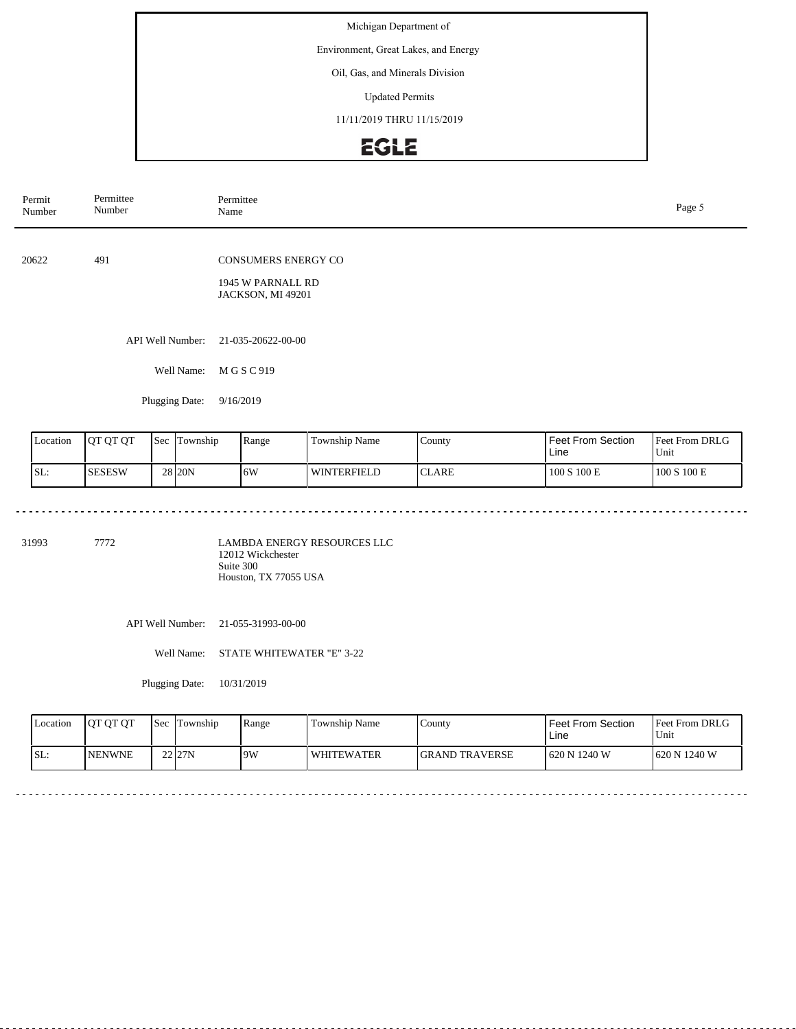Michigan Department of

Environment, Great Lakes, and Energy

Oil, Gas, and Minerals Division

Updated Permits

11/11/2019 THRU 11/15/2019

EGLE

| Permit Number | Permittee Number | Permittee Name |
|---|---|---|

20622 491 CONSUMERS ENERGY CO

1945 W PARNALL RD
JACKSON, MI 49201

API Well Number: 21-035-20622-00-00

Well Name: M G S C 919

Plugging Date: 9/16/2019

| Location | QT QT QT | Sec | Township | Range | Township Name | County | Feet From Section Line | Feet From DRLG Unit |
|---|---|---|---|---|---|---|---|---|
| SL: | SESESW | 28 | 20N | 6W | WINTERFIELD | CLARE | 100 S 100 E | 100 S 100 E |

---

31993 7772 LAMBDA ENERGY RESOURCES LLC
12012 Wickchester
Suite 300
Houston, TX 77055 USA

API Well Number: 21-055-31993-00-00

Well Name: STATE WHITEWATER "E" 3-22

Plugging Date: 10/31/2019

| Location | QT QT QT | Sec | Township | Range | Township Name | County | Feet From Section Line | Feet From DRLG Unit |
|---|---|---|---|---|---|---|---|---|
| SL: | NENWNE | 22 | 27N | 9W | WHITEWATER | GRAND TRAVERSE | 620 N 1240 W | 620 N 1240 W |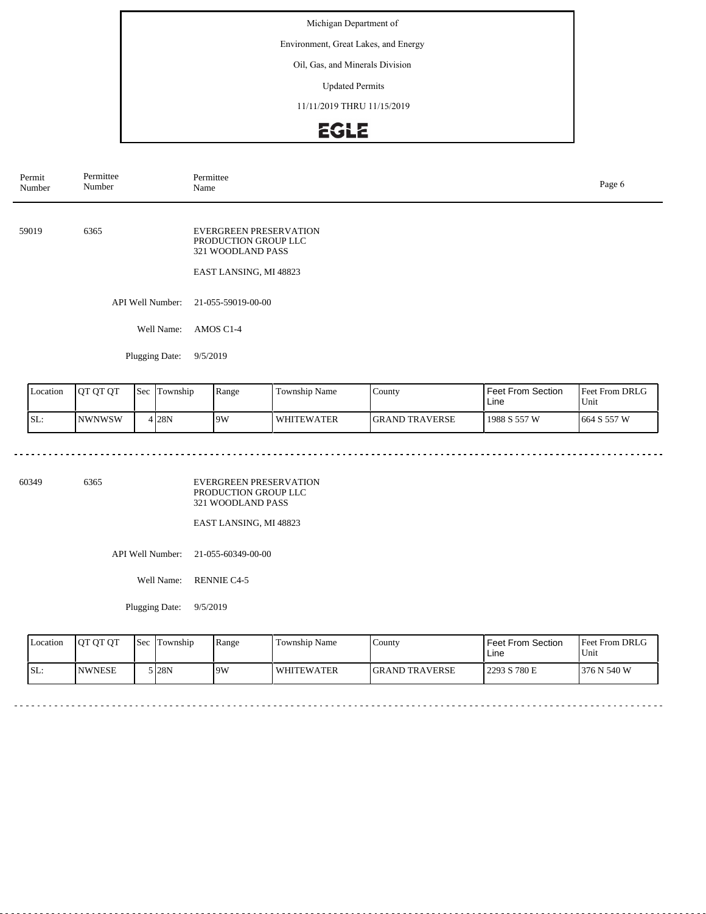| Permit Number | Permittee Number | Permittee Name |
|---|---|---|

59019 6365

EVERGREEN PRESERVATION PRODUCTION GROUP LLC
321 WOODLAND PASS

EAST LANSING, MI 48823

API Well Number: 21-055-59019-00-00

Well Name: AMOS C1-4

Plugging Date: 9/5/2019

| Location | QT QT QT | Sec | Township | Range | Township Name | County | Feet From Section Line | Feet From DRLG Unit |
|---|---|---|---|---|---|---|---|---|
| SL: | NWNWSW | 4 | 28N | 9W | WHITEWATER | GRAND TRAVERSE | 1988 S 557 W | 664 S 557 W |

---

60349 6365

EVERGREEN PRESERVATION PRODUCTION GROUP LLC
321 WOODLAND PASS

EAST LANSING, MI 48823

API Well Number: 21-055-60349-00-00

Well Name: RENNIE C4-5

Plugging Date: 9/5/2019

| Location | QT QT QT | Sec | Township | Range | Township Name | County | Feet From Section Line | Feet From DRLG Unit |
|---|---|---|---|---|---|---|---|---|
| SL: | NWNESE | 5 | 28N | 9W | WHITEWATER | GRAND TRAVERSE | 2293 S 780 E | 376 N 540 W |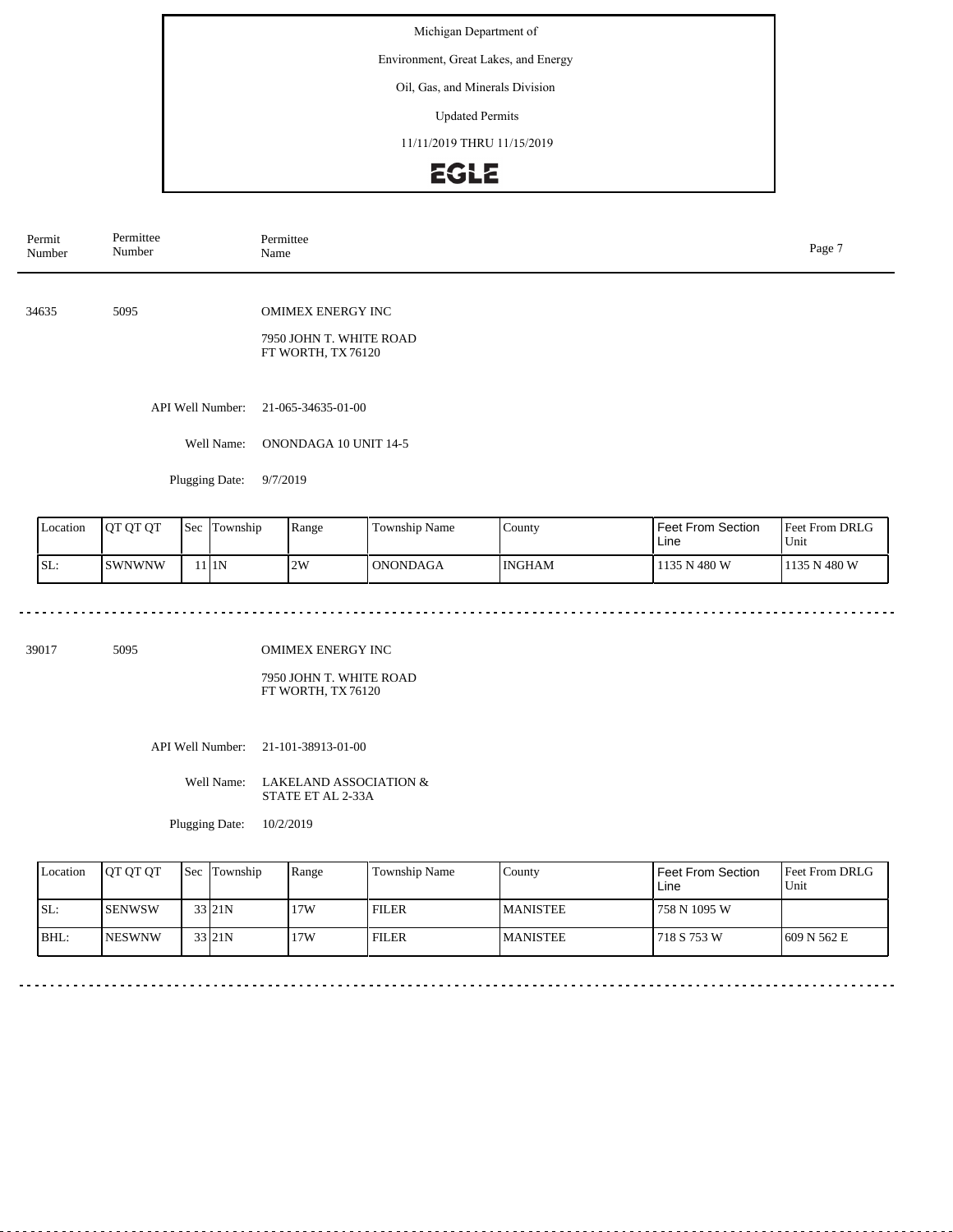Michigan Department of

Environment, Great Lakes, and Energy

Oil, Gas, and Minerals Division

Updated Permits

11/11/2019 THRU 11/15/2019

EGLE

| Permit Number | Permittee Number | Permittee Name |
|---|---|---|

---

**34635** &nbsp;&nbsp; 5095 &nbsp;&nbsp; OMIMEX ENERGY INC

7950 JOHN T. WHITE ROAD
FT WORTH, TX 76120

API Well Number: 21-065-34635-01-00

Well Name: ONONDAGA 10 UNIT 14-5

Plugging Date: 9/7/2019

| Location | QT QT QT | Sec | Township | Range | Township Name | County | Feet From Section Line | Feet From DRLG Unit |
|---|---|---|---|---|---|---|---|---|
| SL: | SWNWNW | 11 | 1N | 2W | ONONDAGA | INGHAM | 1135 N 480 W | 1135 N 480 W |

---

**39017** &nbsp;&nbsp; 5095 &nbsp;&nbsp; OMIMEX ENERGY INC

7950 JOHN T. WHITE ROAD
FT WORTH, TX 76120

API Well Number: 21-101-38913-01-00

Well Name: LAKELAND ASSOCIATION & STATE ET AL 2-33A

Plugging Date: 10/2/2019

| Location | QT QT QT | Sec | Township | Range | Township Name | County | Feet From Section Line | Feet From DRLG Unit |
|---|---|---|---|---|---|---|---|---|
| SL: | SENWSW | 33 | 21N | 17W | FILER | MANISTEE | 758 N 1095 W | |
| BHL: | NESWNW | 33 | 21N | 17W | FILER | MANISTEE | 718 S 753 W | 609 N 562 E |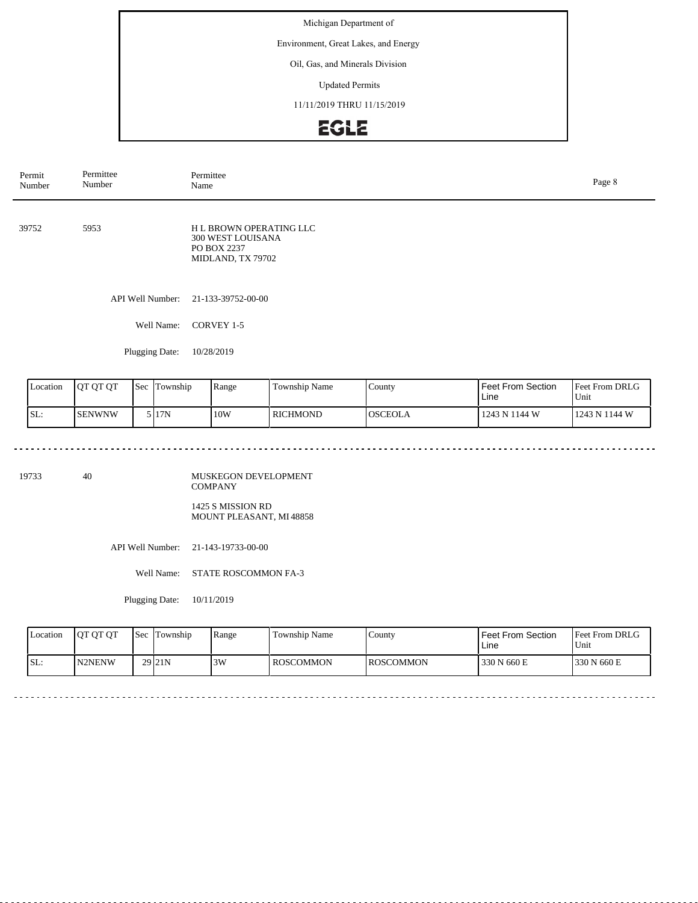Michigan Department of

Environment, Great Lakes, and Energy

Oil, Gas, and Minerals Division

Updated Permits

11/11/2019 THRU 11/15/2019

EGLE

| Permit Number | Permittee Number | Permittee Name |
|---|---|---|

---

**39752** | **5953** | H L BROWN OPERATING LLC
300 WEST LOUISANA
PO BOX 2237
MIDLAND, TX 79702

API Well Number: 21-133-39752-00-00

Well Name: CORVEY 1-5

Plugging Date: 10/28/2019

| Location | QT QT QT | Sec | Township | Range | Township Name | County | Feet From Section Line | Feet From DRLG Unit |
|---|---|---|---|---|---|---|---|---|
| SL: | SENWNW | 5 | 17N | 10W | RICHMOND | OSCEOLA | 1243 N 1144 W | 1243 N 1144 W |

---

**19733** | **40** | MUSKEGON DEVELOPMENT COMPANY
1425 S MISSION RD
MOUNT PLEASANT, MI 48858

API Well Number: 21-143-19733-00-00

Well Name: STATE ROSCOMMON FA-3

Plugging Date: 10/11/2019

| Location | QT QT QT | Sec | Township | Range | Township Name | County | Feet From Section Line | Feet From DRLG Unit |
|---|---|---|---|---|---|---|---|---|
| SL: | N2NENW | 29 | 21N | 3W | ROSCOMMON | ROSCOMMON | 330 N 660 E | 330 N 660 E |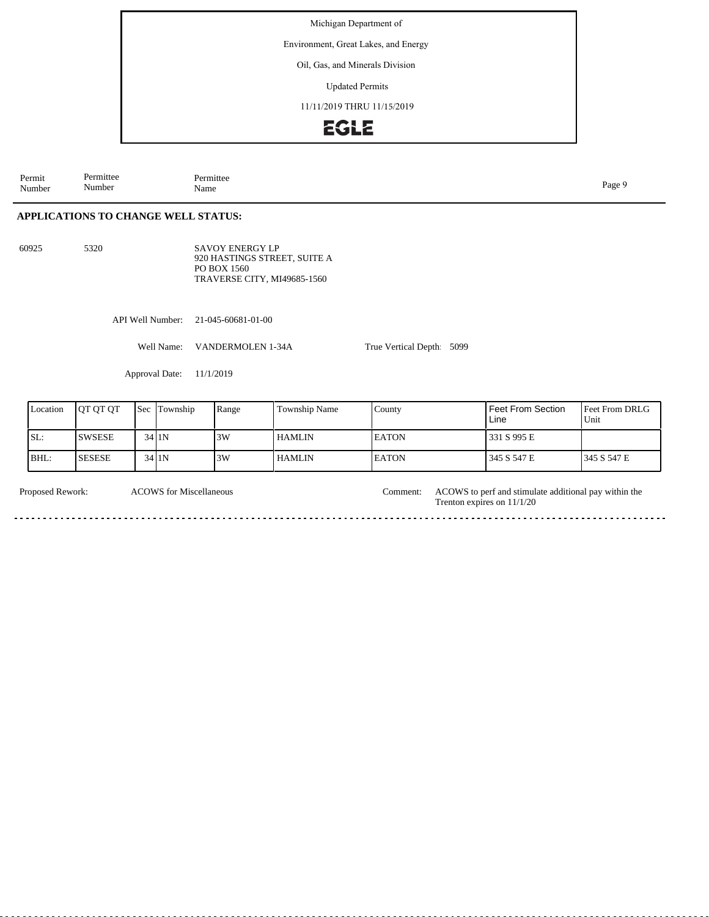Michigan Department of

Environment, Great Lakes, and Energy

Oil, Gas, and Minerals Division

Updated Permits

11/11/2019 THRU 11/15/2019

EGLE

| Permit Number | Permittee Number | Permittee Name |
|---|---|---|

## APPLICATIONS TO CHANGE WELL STATUS:

60925 5320 SAVOY ENERGY LP
920 HASTINGS STREET, SUITE A
PO BOX 1560
TRAVERSE CITY, MI49685-1560

API Well Number: 21-045-60681-01-00

Well Name: VANDERMOLEN 1-34A    True Vertical Depth: 5099

Approval Date: 11/1/2019

| Location | QT QT QT | Sec | Township | Range | Township Name | County | Feet From Section Line | Feet From DRLG Unit |
|---|---|---|---|---|---|---|---|---|
| SL: | SWSESE | 34 | 1N | 3W | HAMLIN | EATON | 331 S 995 E | |
| BHL: | SESESE | 34 | 1N | 3W | HAMLIN | EATON | 345 S 547 E | 345 S 547 E |

Proposed Rework: ACOWS for Miscellaneous

Comment: ACOWS to perf and stimulate additional pay within the Trenton expires on 11/1/20